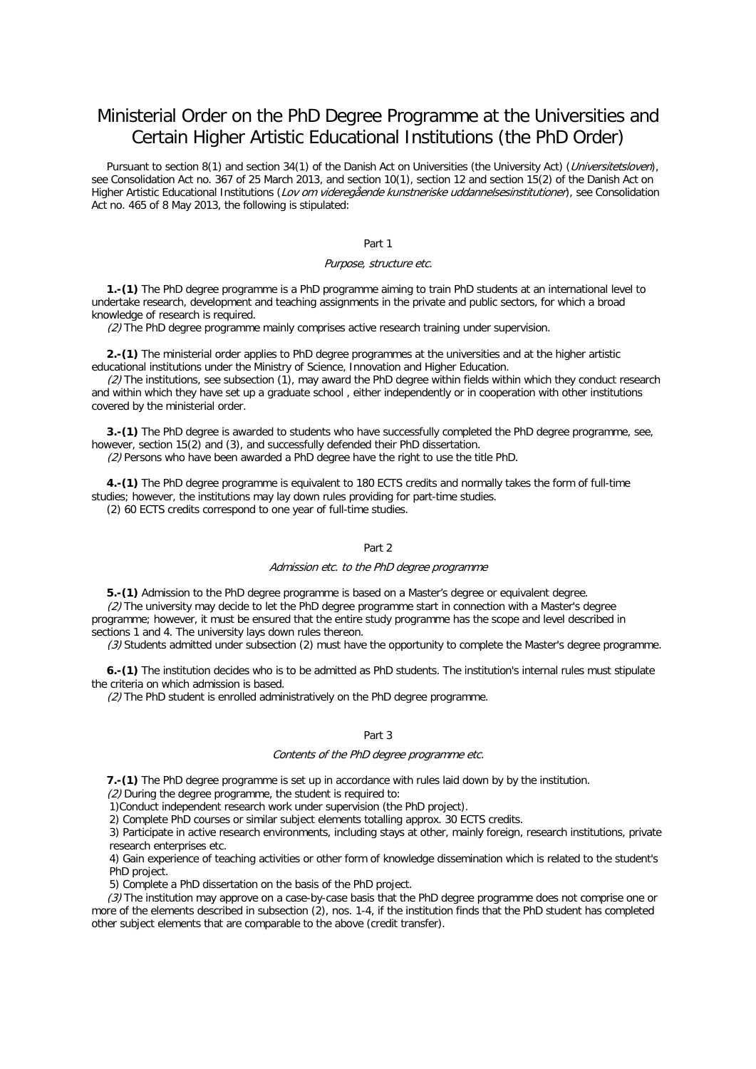# Ministerial Order on the PhD Degree Programme at the Universities and Certain Higher Artistic Educational Institutions (the PhD Order)

Pursuant to section 8(1) and section 34(1) of the Danish Act on Universities (the University Act) (*Universitetsloven*), see Consolidation Act no. 367 of 25 March 2013, and section 10(1), section 12 and section 15(2) of the Danish Act on Higher Artistic Educational Institutions (*Lov om videregående kunstneriske uddannelsesinstitutioner*), see Consolidation Act no. 465 of 8 May 2013, the following is stipulated:

## Part 1

### *Purpose, structure etc.*

**1.-(1)** The PhD degree programme is a PhD programme aiming to train PhD students at an international level to undertake research, development and teaching assignments in the private and public sectors, for which a broad knowledge of research is required.

*(2)* The PhD degree programme mainly comprises active research training under supervision.

**2.-(1)** The ministerial order applies to PhD degree programmes at the universities and at the higher artistic educational institutions under the Ministry of Science, Innovation and Higher Education.

*(2)* The institutions, see subsection (1), may award the PhD degree within fields within which they conduct research and within which they have set up a graduate school , either independently or in cooperation with other institutions covered by the ministerial order.

**3.-(1)** The PhD degree is awarded to students who have successfully completed the PhD degree programme, see, however, section 15(2) and (3), and successfully defended their PhD dissertation.

*(2)* Persons who have been awarded a PhD degree have the right to use the title PhD.

**4.-(1)** The PhD degree programme is equivalent to 180 ECTS credits and normally takes the form of full-time studies; however, the institutions may lay down rules providing for part-time studies.

(2) 60 ECTS credits correspond to one year of full-time studies.

## Part 2

### *Admission etc. to the PhD degree programme*

**5.-(1)** Admission to the PhD degree programme is based on a Master's degree or equivalent degree.

*(2)* The university may decide to let the PhD degree programme start in connection with a Master's degree programme; however, it must be ensured that the entire study programme has the scope and level described in sections 1 and 4. The university lays down rules thereon.

*(3)* Students admitted under subsection (2) must have the opportunity to complete the Master's degree programme.

**6.-(1)** The institution decides who is to be admitted as PhD students. The institution's internal rules must stipulate the criteria on which admission is based.

*(2)* The PhD student is enrolled administratively on the PhD degree programme.

## Part 3

### *Contents of the PhD degree programme etc.*

**7.-(1)** The PhD degree programme is set up in accordance with rules laid down by by the institution.

*(2)* During the degree programme, the student is required to:

1)Conduct independent research work under supervision (the PhD project).

2) Complete PhD courses or similar subject elements totalling approx. 30 ECTS credits.

3) Participate in active research environments, including stays at other, mainly foreign, research institutions, private research enterprises etc.

4) Gain experience of teaching activities or other form of knowledge dissemination which is related to the student's PhD project.

5) Complete a PhD dissertation on the basis of the PhD project.

*(3)* The institution may approve on a case-by-case basis that the PhD degree programme does not comprise one or more of the elements described in subsection (2), nos. 1-4, if the institution finds that the PhD student has completed other subject elements that are comparable to the above (credit transfer).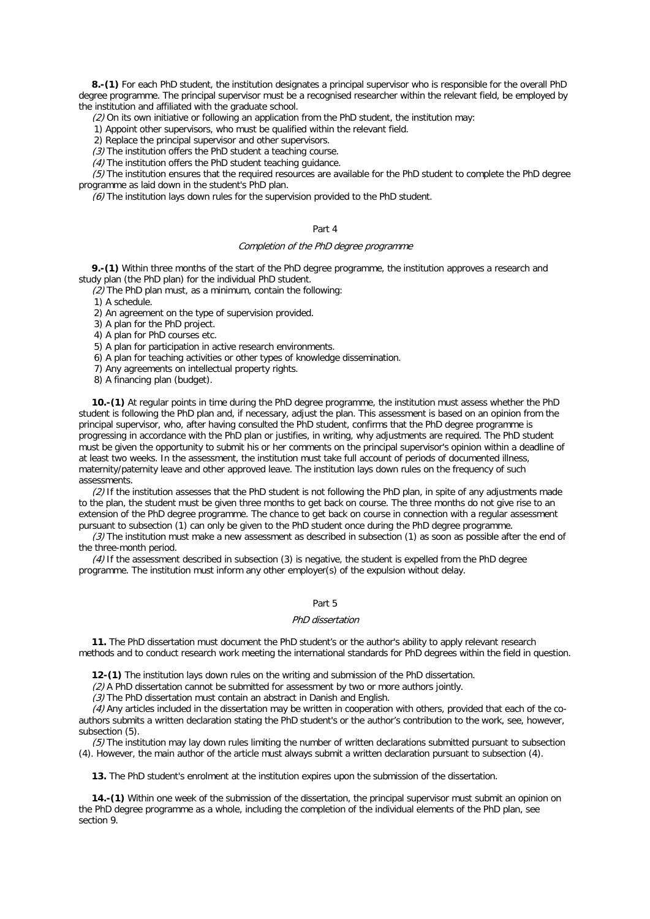**8.-(1)** For each PhD student, the institution designates a principal supervisor who is responsible for the overall PhD degree programme. The principal supervisor must be a recognised researcher within the relevant field, be employed by the institution and affiliated with the graduate school.

*(2)* On its own initiative or following an application from the PhD student, the institution may:

1) Appoint other supervisors, who must be qualified within the relevant field.
2) Replace the principal supervisor and other supervisors.

*(3)* The institution offers the PhD student a teaching course.

*(4)* The institution offers the PhD student teaching guidance.

*(5)* The institution ensures that the required resources are available for the PhD student to complete the PhD degree programme as laid down in the student's PhD plan.

*(6)* The institution lays down rules for the supervision provided to the PhD student.

## Part 4

### *Completion of the PhD degree programme*

**9.-(1)** Within three months of the start of the PhD degree programme, the institution approves a research and study plan (the PhD plan) for the individual PhD student.

*(2)* The PhD plan must, as a minimum, contain the following:

1) A schedule.
2) An agreement on the type of supervision provided.
3) A plan for the PhD project.
4) A plan for PhD courses etc.
5) A plan for participation in active research environments.
6) A plan for teaching activities or other types of knowledge dissemination.
7) Any agreements on intellectual property rights.
8) A financing plan (budget).

**10.-(1)** At regular points in time during the PhD degree programme, the institution must assess whether the PhD student is following the PhD plan and, if necessary, adjust the plan. This assessment is based on an opinion from the principal supervisor, who, after having consulted the PhD student, confirms that the PhD degree programme is progressing in accordance with the PhD plan or justifies, in writing, why adjustments are required. The PhD student must be given the opportunity to submit his or her comments on the principal supervisor's opinion within a deadline of at least two weeks. In the assessment, the institution must take full account of periods of documented illness, maternity/paternity leave and other approved leave. The institution lays down rules on the frequency of such assessments.

*(2)* If the institution assesses that the PhD student is not following the PhD plan, in spite of any adjustments made to the plan, the student must be given three months to get back on course. The three months do not give rise to an extension of the PhD degree programme. The chance to get back on course in connection with a regular assessment pursuant to subsection (1) can only be given to the PhD student once during the PhD degree programme.

*(3)* The institution must make a new assessment as described in subsection (1) as soon as possible after the end of the three-month period.

*(4)* If the assessment described in subsection (3) is negative, the student is expelled from the PhD degree programme. The institution must inform any other employer(s) of the expulsion without delay.

## Part 5

### *PhD dissertation*

**11.** The PhD dissertation must document the PhD student's or the author's ability to apply relevant research methods and to conduct research work meeting the international standards for PhD degrees within the field in question.

**12-(1)** The institution lays down rules on the writing and submission of the PhD dissertation.

*(2)* A PhD dissertation cannot be submitted for assessment by two or more authors jointly.

*(3)* The PhD dissertation must contain an abstract in Danish and English.

*(4)* Any articles included in the dissertation may be written in cooperation with others, provided that each of the co-authors submits a written declaration stating the PhD student's or the author's contribution to the work, see, however, subsection (5).

*(5)* The institution may lay down rules limiting the number of written declarations submitted pursuant to subsection (4). However, the main author of the article must always submit a written declaration pursuant to subsection (4).

**13.** The PhD student's enrolment at the institution expires upon the submission of the dissertation.

**14.-(1)** Within one week of the submission of the dissertation, the principal supervisor must submit an opinion on the PhD degree programme as a whole, including the completion of the individual elements of the PhD plan, see section 9.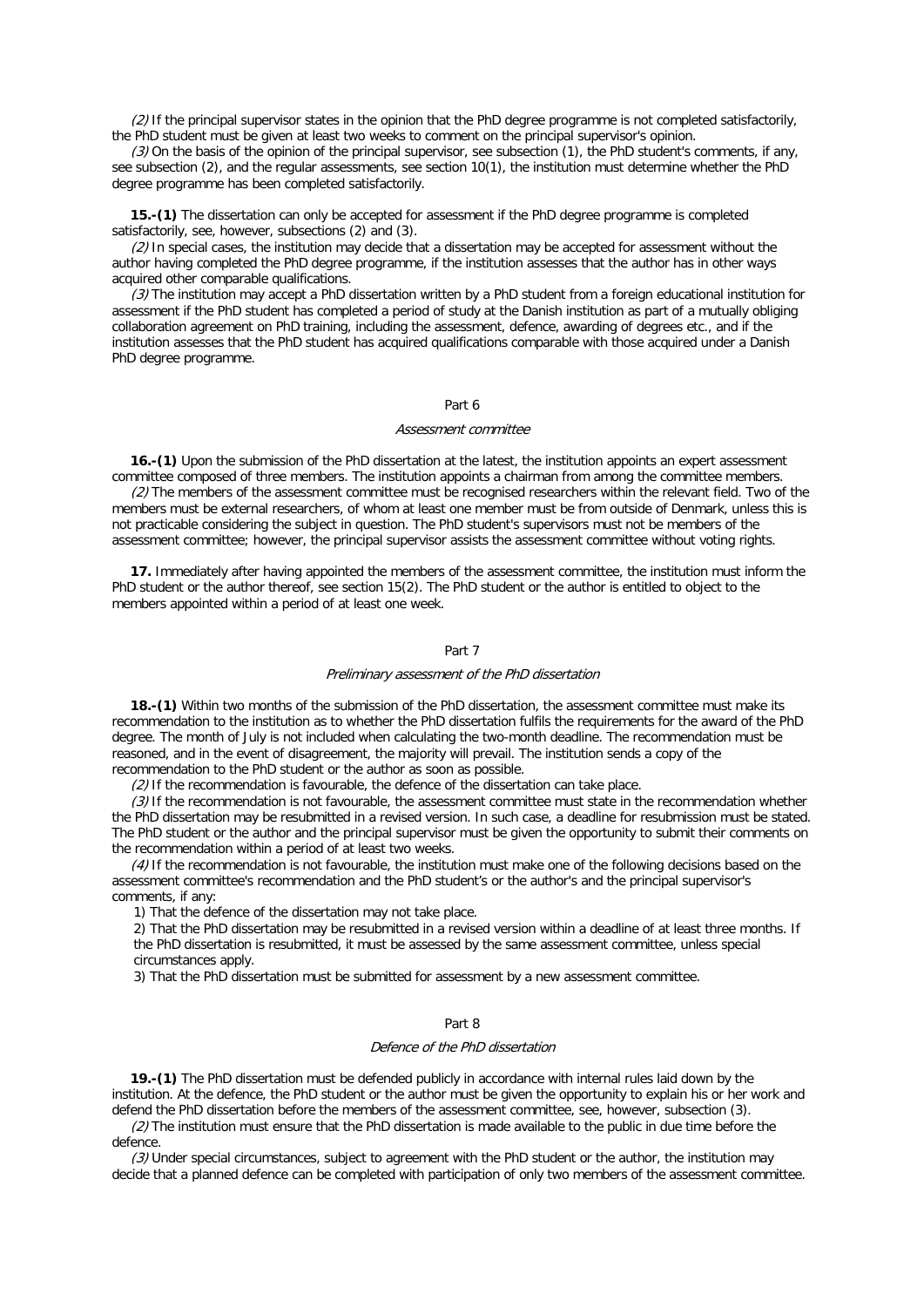*(2)* If the principal supervisor states in the opinion that the PhD degree programme is not completed satisfactorily, the PhD student must be given at least two weeks to comment on the principal supervisor's opinion.

*(3)* On the basis of the opinion of the principal supervisor, see subsection (1), the PhD student's comments, if any, see subsection (2), and the regular assessments, see section 10(1), the institution must determine whether the PhD degree programme has been completed satisfactorily.

**15.-(1)** The dissertation can only be accepted for assessment if the PhD degree programme is completed satisfactorily, see, however, subsections (2) and (3).

*(2)* In special cases, the institution may decide that a dissertation may be accepted for assessment without the author having completed the PhD degree programme, if the institution assesses that the author has in other ways acquired other comparable qualifications.

*(3)* The institution may accept a PhD dissertation written by a PhD student from a foreign educational institution for assessment if the PhD student has completed a period of study at the Danish institution as part of a mutually obliging collaboration agreement on PhD training, including the assessment, defence, awarding of degrees etc., and if the institution assesses that the PhD student has acquired qualifications comparable with those acquired under a Danish PhD degree programme.

## Part 6

### *Assessment committee*

**16.-(1)** Upon the submission of the PhD dissertation at the latest, the institution appoints an expert assessment committee composed of three members. The institution appoints a chairman from among the committee members.

*(2)* The members of the assessment committee must be recognised researchers within the relevant field. Two of the members must be external researchers, of whom at least one member must be from outside of Denmark, unless this is not practicable considering the subject in question. The PhD student's supervisors must not be members of the assessment committee; however, the principal supervisor assists the assessment committee without voting rights.

**17.** Immediately after having appointed the members of the assessment committee, the institution must inform the PhD student or the author thereof, see section 15(2). The PhD student or the author is entitled to object to the members appointed within a period of at least one week.

## Part 7

### *Preliminary assessment of the PhD dissertation*

**18.-(1)** Within two months of the submission of the PhD dissertation, the assessment committee must make its recommendation to the institution as to whether the PhD dissertation fulfils the requirements for the award of the PhD degree. The month of July is not included when calculating the two-month deadline. The recommendation must be reasoned, and in the event of disagreement, the majority will prevail. The institution sends a copy of the recommendation to the PhD student or the author as soon as possible.

*(2)* If the recommendation is favourable, the defence of the dissertation can take place.

*(3)* If the recommendation is not favourable, the assessment committee must state in the recommendation whether the PhD dissertation may be resubmitted in a revised version. In such case, a deadline for resubmission must be stated. The PhD student or the author and the principal supervisor must be given the opportunity to submit their comments on the recommendation within a period of at least two weeks.

*(4)* If the recommendation is not favourable, the institution must make one of the following decisions based on the assessment committee's recommendation and the PhD student's or the author's and the principal supervisor's comments, if any:

1) That the defence of the dissertation may not take place.

2) That the PhD dissertation may be resubmitted in a revised version within a deadline of at least three months. If the PhD dissertation is resubmitted, it must be assessed by the same assessment committee, unless special circumstances apply.

3) That the PhD dissertation must be submitted for assessment by a new assessment committee.

## Part 8

### *Defence of the PhD dissertation*

**19.-(1)** The PhD dissertation must be defended publicly in accordance with internal rules laid down by the institution. At the defence, the PhD student or the author must be given the opportunity to explain his or her work and defend the PhD dissertation before the members of the assessment committee, see, however, subsection (3).

*(2)* The institution must ensure that the PhD dissertation is made available to the public in due time before the defence.

*(3)* Under special circumstances, subject to agreement with the PhD student or the author, the institution may decide that a planned defence can be completed with participation of only two members of the assessment committee.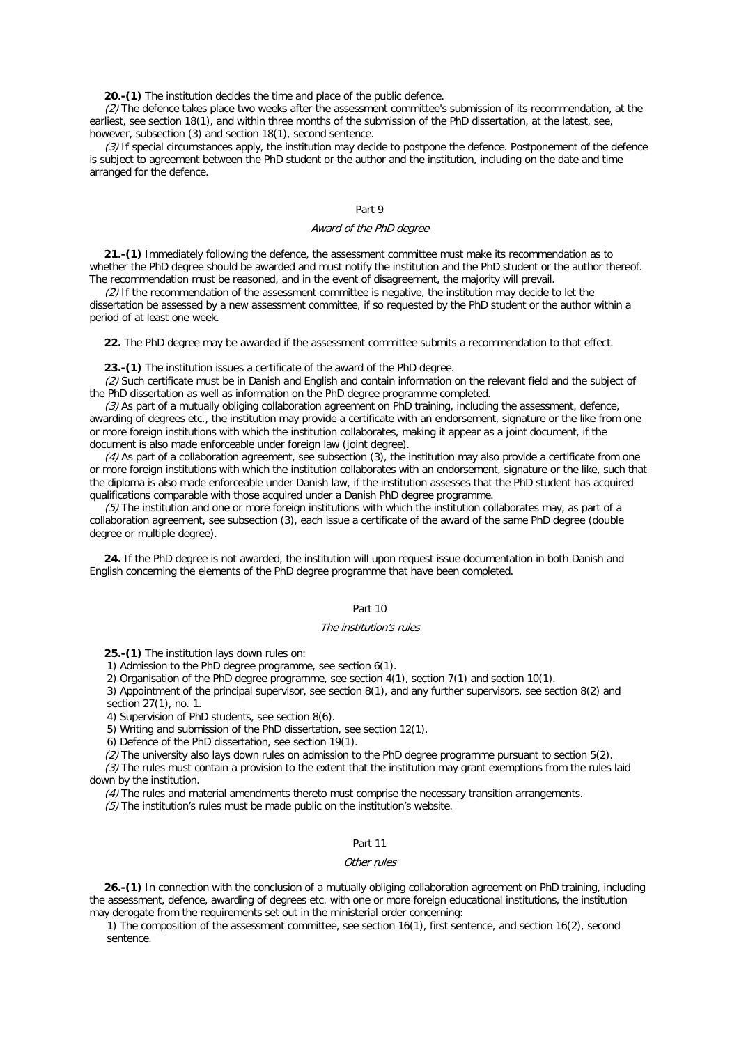**20.-(1)** The institution decides the time and place of the public defence.

*(2)* The defence takes place two weeks after the assessment committee's submission of its recommendation, at the earliest, see section 18(1), and within three months of the submission of the PhD dissertation, at the latest, see, however, subsection (3) and section 18(1), second sentence.

*(3)* If special circumstances apply, the institution may decide to postpone the defence. Postponement of the defence is subject to agreement between the PhD student or the author and the institution, including on the date and time arranged for the defence.

Part 9

*Award of the PhD degree*

**21.-(1)** Immediately following the defence, the assessment committee must make its recommendation as to whether the PhD degree should be awarded and must notify the institution and the PhD student or the author thereof. The recommendation must be reasoned, and in the event of disagreement, the majority will prevail.

*(2)* If the recommendation of the assessment committee is negative, the institution may decide to let the dissertation be assessed by a new assessment committee, if so requested by the PhD student or the author within a period of at least one week.

**22.** The PhD degree may be awarded if the assessment committee submits a recommendation to that effect.

**23.-(1)** The institution issues a certificate of the award of the PhD degree.

*(2)* Such certificate must be in Danish and English and contain information on the relevant field and the subject of the PhD dissertation as well as information on the PhD degree programme completed.

*(3)* As part of a mutually obliging collaboration agreement on PhD training, including the assessment, defence, awarding of degrees etc., the institution may provide a certificate with an endorsement, signature or the like from one or more foreign institutions with which the institution collaborates, making it appear as a joint document, if the document is also made enforceable under foreign law (joint degree).

*(4)* As part of a collaboration agreement, see subsection (3), the institution may also provide a certificate from one or more foreign institutions with which the institution collaborates with an endorsement, signature or the like, such that the diploma is also made enforceable under Danish law, if the institution assesses that the PhD student has acquired qualifications comparable with those acquired under a Danish PhD degree programme.

*(5)* The institution and one or more foreign institutions with which the institution collaborates may, as part of a collaboration agreement, see subsection (3), each issue a certificate of the award of the same PhD degree (double degree or multiple degree).

**24.** If the PhD degree is not awarded, the institution will upon request issue documentation in both Danish and English concerning the elements of the PhD degree programme that have been completed.

Part 10

*The institution's rules*

**25.-(1)** The institution lays down rules on:

1) Admission to the PhD degree programme, see section 6(1).

2) Organisation of the PhD degree programme, see section 4(1), section 7(1) and section 10(1).

3) Appointment of the principal supervisor, see section 8(1), and any further supervisors, see section 8(2) and section 27(1), no. 1.

4) Supervision of PhD students, see section 8(6).

5) Writing and submission of the PhD dissertation, see section 12(1).

6) Defence of the PhD dissertation, see section 19(1).

*(2)* The university also lays down rules on admission to the PhD degree programme pursuant to section 5(2).

*(3)* The rules must contain a provision to the extent that the institution may grant exemptions from the rules laid down by the institution.

*(4)* The rules and material amendments thereto must comprise the necessary transition arrangements.

*(5)* The institution's rules must be made public on the institution's website.

Part 11

*Other rules*

**26.-(1)** In connection with the conclusion of a mutually obliging collaboration agreement on PhD training, including the assessment, defence, awarding of degrees etc. with one or more foreign educational institutions, the institution may derogate from the requirements set out in the ministerial order concerning:

1) The composition of the assessment committee, see section 16(1), first sentence, and section 16(2), second sentence.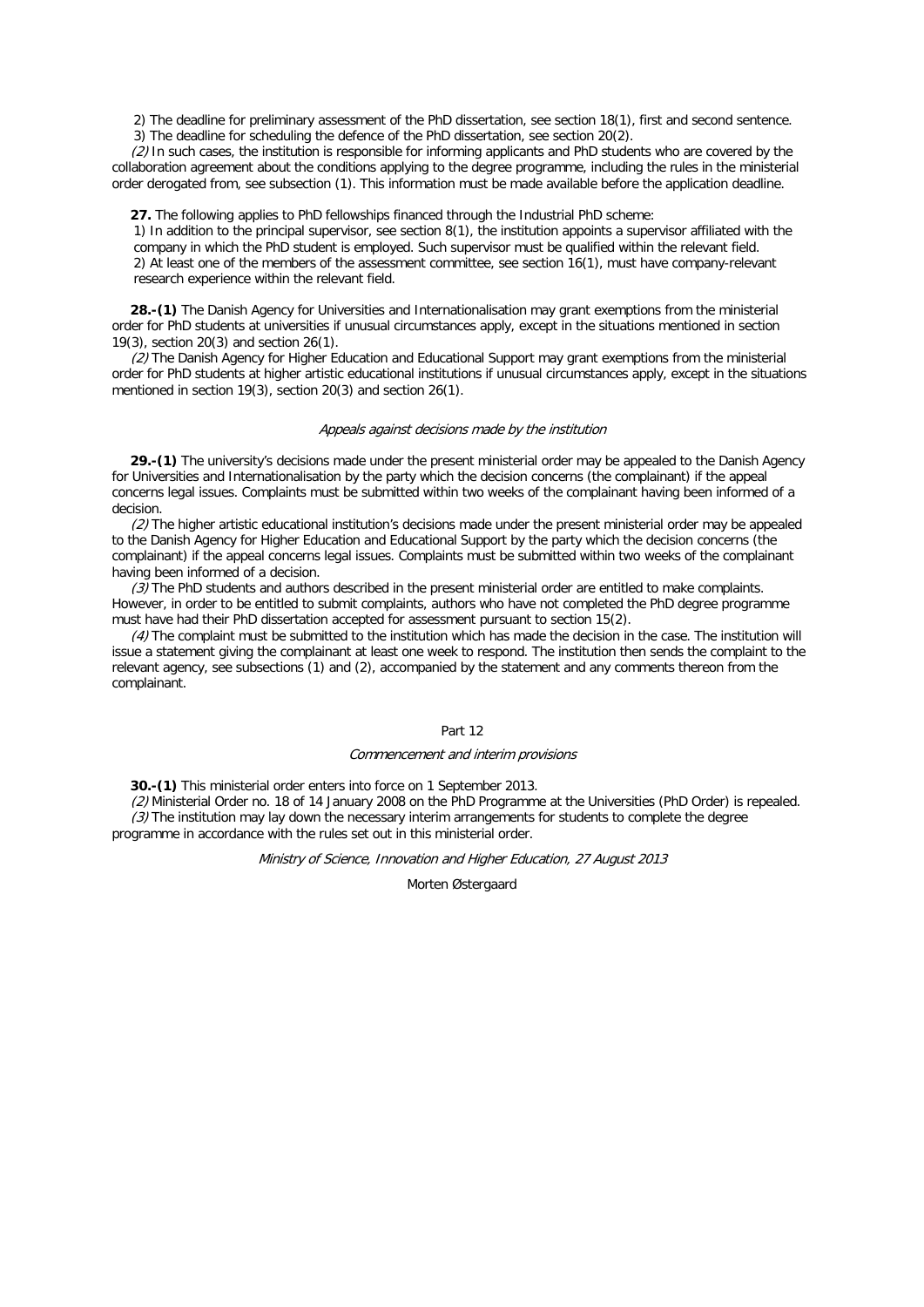2) The deadline for preliminary assessment of the PhD dissertation, see section 18(1), first and second sentence.
3) The deadline for scheduling the defence of the PhD dissertation, see section 20(2).

*(2)* In such cases, the institution is responsible for informing applicants and PhD students who are covered by the collaboration agreement about the conditions applying to the degree programme, including the rules in the ministerial order derogated from, see subsection (1). This information must be made available before the application deadline.

**27.** The following applies to PhD fellowships financed through the Industrial PhD scheme:

1) In addition to the principal supervisor, see section 8(1), the institution appoints a supervisor affiliated with the company in which the PhD student is employed. Such supervisor must be qualified within the relevant field.
2) At least one of the members of the assessment committee, see section 16(1), must have company-relevant research experience within the relevant field.

**28.-(1)** The Danish Agency for Universities and Internationalisation may grant exemptions from the ministerial order for PhD students at universities if unusual circumstances apply, except in the situations mentioned in section 19(3), section 20(3) and section 26(1).

*(2)* The Danish Agency for Higher Education and Educational Support may grant exemptions from the ministerial order for PhD students at higher artistic educational institutions if unusual circumstances apply, except in the situations mentioned in section 19(3), section 20(3) and section 26(1).

*Appeals against decisions made by the institution*

**29.-(1)** The university's decisions made under the present ministerial order may be appealed to the Danish Agency for Universities and Internationalisation by the party which the decision concerns (the complainant) if the appeal concerns legal issues. Complaints must be submitted within two weeks of the complainant having been informed of a decision.

*(2)* The higher artistic educational institution's decisions made under the present ministerial order may be appealed to the Danish Agency for Higher Education and Educational Support by the party which the decision concerns (the complainant) if the appeal concerns legal issues. Complaints must be submitted within two weeks of the complainant having been informed of a decision.

*(3)* The PhD students and authors described in the present ministerial order are entitled to make complaints. However, in order to be entitled to submit complaints, authors who have not completed the PhD degree programme must have had their PhD dissertation accepted for assessment pursuant to section 15(2).

*(4)* The complaint must be submitted to the institution which has made the decision in the case. The institution will issue a statement giving the complainant at least one week to respond. The institution then sends the complaint to the relevant agency, see subsections (1) and (2), accompanied by the statement and any comments thereon from the complainant.

Part 12

*Commencement and interim provisions*

**30.-(1)** This ministerial order enters into force on 1 September 2013.

*(2)* Ministerial Order no. 18 of 14 January 2008 on the PhD Programme at the Universities (PhD Order) is repealed.

*(3)* The institution may lay down the necessary interim arrangements for students to complete the degree programme in accordance with the rules set out in this ministerial order.

*Ministry of Science, Innovation and Higher Education, 27 August 2013*

Morten Østergaard